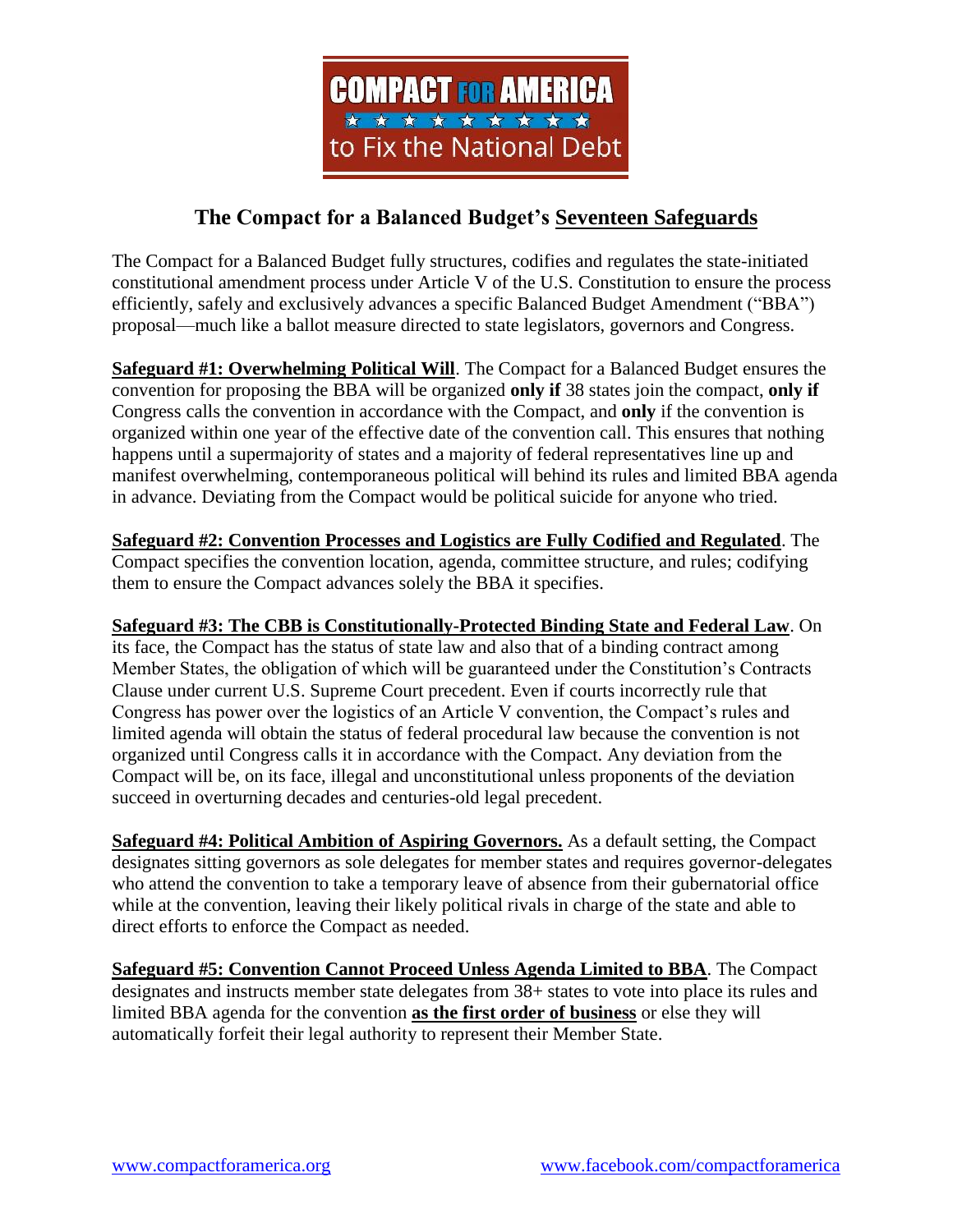**COMPACT FOR AMERICA**

**to Fix the National Debt**

## The Compact for a Balanced Budget's Seventeen Safeguards

The Compact for a Balanced Budget fully structures, codifies and regulates the state-initiated constitutional amendment process under Article V of the U.S. Constitution to ensure the process efficiently, safely and exclusively advances a specific Balanced Budget Amendment ("BBA") proposal—much like a ballot measure directed to state legislators, governors and Congress.

**Safeguard #1: Overwhelming Political Will**. The Compact for a Balanced Budget ensures the convention for proposing the BBA will be organized **only if** 38 states join the compact, **only if** Congress calls the convention in accordance with the Compact, and **only** if the convention is organized within one year of the effective date of the convention call. This ensures that nothing happens until a supermajority of states and a majority of federal representatives line up and manifest overwhelming, contemporaneous political will behind its rules and limited BBA agenda in advance. Deviating from the Compact would be political suicide for anyone who tried.

**Safeguard #2: Convention Processes and Logistics are Fully Codified and Regulated**. The Compact specifies the convention location, agenda, committee structure, and rules; codifying them to ensure the Compact advances solely the BBA it specifies.

**Safeguard #3: The CBB is Constitutionally-Protected Binding State and Federal Law**. On its face, the Compact has the status of state law and also that of a binding contract among Member States, the obligation of which will be guaranteed under the Constitution's Contracts Clause under current U.S. Supreme Court precedent. Even if courts incorrectly rule that Congress has power over the logistics of an Article V convention, the Compact's rules and limited agenda will obtain the status of federal procedural law because the convention is not organized until Congress calls it in accordance with the Compact. Any deviation from the Compact will be, on its face, illegal and unconstitutional unless proponents of the deviation succeed in overturning decades and centuries-old legal precedent.

**Safeguard #4: Political Ambition of Aspiring Governors.** As a default setting, the Compact designates sitting governors as sole delegates for member states and requires governor-delegates who attend the convention to take a temporary leave of absence from their gubernatorial office while at the convention, leaving their likely political rivals in charge of the state and able to direct efforts to enforce the Compact as needed.

**Safeguard #5: Convention Cannot Proceed Unless Agenda Limited to BBA**. The Compact designates and instructs member state delegates from 38+ states to vote into place its rules and limited BBA agenda for the convention **as the first order of business** or else they will automatically forfeit their legal authority to represent their Member State.

www.compactforamerica.org www.facebook.com/compactforamerica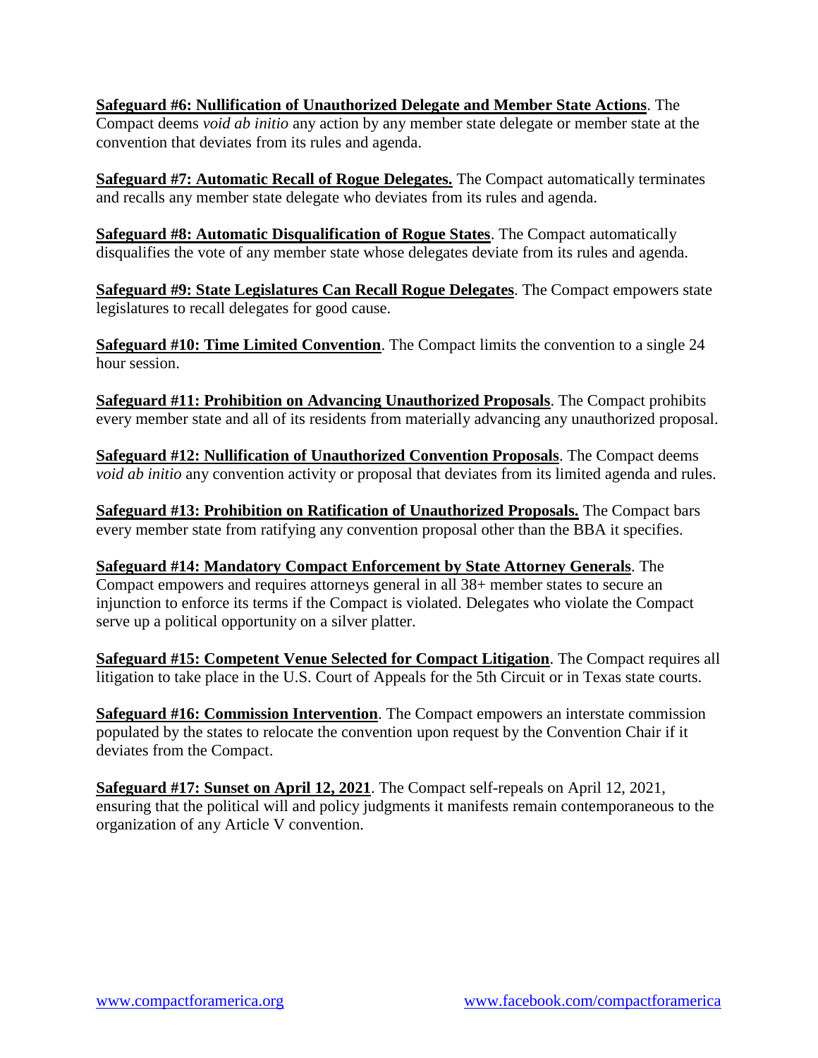**Safeguard #6: Nullification of Unauthorized Delegate and Member State Actions**. The Compact deems *void ab initio* any action by any member state delegate or member state at the convention that deviates from its rules and agenda.

**Safeguard #7: Automatic Recall of Rogue Delegates.** The Compact automatically terminates and recalls any member state delegate who deviates from its rules and agenda.

**Safeguard #8: Automatic Disqualification of Rogue States**. The Compact automatically disqualifies the vote of any member state whose delegates deviate from its rules and agenda.

**Safeguard #9: State Legislatures Can Recall Rogue Delegates**. The Compact empowers state legislatures to recall delegates for good cause.

**Safeguard #10: Time Limited Convention**. The Compact limits the convention to a single 24 hour session.

**Safeguard #11: Prohibition on Advancing Unauthorized Proposals**. The Compact prohibits every member state and all of its residents from materially advancing any unauthorized proposal.

**Safeguard #12: Nullification of Unauthorized Convention Proposals**. The Compact deems *void ab initio* any convention activity or proposal that deviates from its limited agenda and rules.

**Safeguard #13: Prohibition on Ratification of Unauthorized Proposals.** The Compact bars every member state from ratifying any convention proposal other than the BBA it specifies.

**Safeguard #14: Mandatory Compact Enforcement by State Attorney Generals**. The Compact empowers and requires attorneys general in all 38+ member states to secure an injunction to enforce its terms if the Compact is violated. Delegates who violate the Compact serve up a political opportunity on a silver platter.

**Safeguard #15: Competent Venue Selected for Compact Litigation**. The Compact requires all litigation to take place in the U.S. Court of Appeals for the 5th Circuit or in Texas state courts.

**Safeguard #16: Commission Intervention**. The Compact empowers an interstate commission populated by the states to relocate the convention upon request by the Convention Chair if it deviates from the Compact.

**Safeguard #17: Sunset on April 12, 2021**. The Compact self-repeals on April 12, 2021, ensuring that the political will and policy judgments it manifests remain contemporaneous to the organization of any Article V convention.

www.compactforamerica.org www.facebook.com/compactforamerica